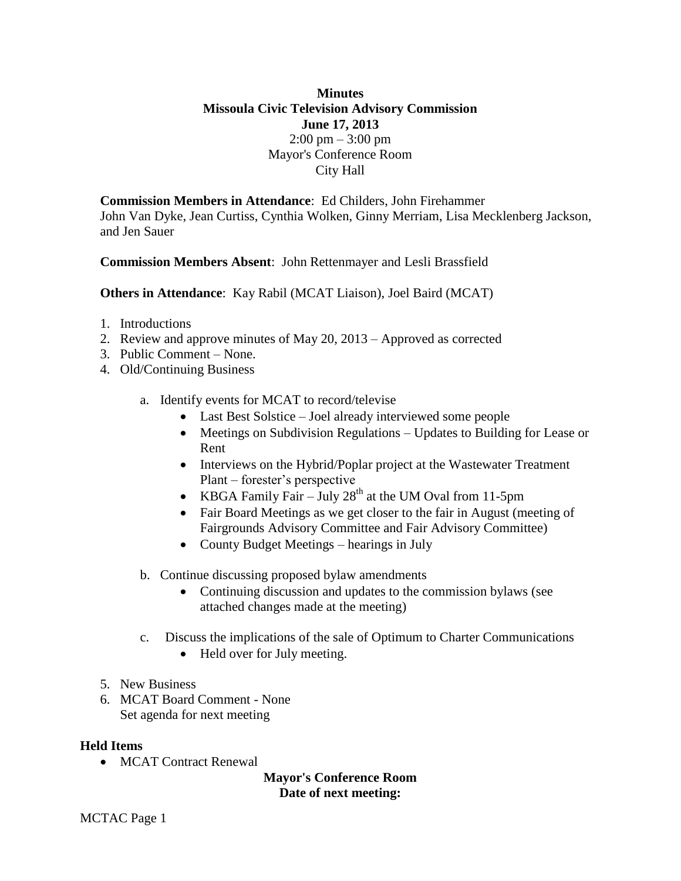**Minutes**
**Missoula Civic Television Advisory Commission**
**June 17, 2013**
2:00 pm – 3:00 pm
Mayor's Conference Room
City Hall

**Commission Members in Attendance**: Ed Childers, John Firehammer
John Van Dyke, Jean Curtiss, Cynthia Wolken, Ginny Merriam, Lisa Mecklenberg Jackson, and Jen Sauer

**Commission Members Absent**: John Rettenmayer and Lesli Brassfield

**Others in Attendance**: Kay Rabil (MCAT Liaison), Joel Baird (MCAT)

1. Introductions
2. Review and approve minutes of May 20, 2013 – Approved as corrected
3. Public Comment – None.
4. Old/Continuing Business

   a. Identify events for MCAT to record/televise
      - Last Best Solstice – Joel already interviewed some people
      - Meetings on Subdivision Regulations – Updates to Building for Lease or Rent
      - Interviews on the Hybrid/Poplar project at the Wastewater Treatment Plant – forester's perspective
      - KBGA Family Fair – July 28th at the UM Oval from 11-5pm
      - Fair Board Meetings as we get closer to the fair in August (meeting of Fairgrounds Advisory Committee and Fair Advisory Committee)
      - County Budget Meetings – hearings in July

   b. Continue discussing proposed bylaw amendments
      - Continuing discussion and updates to the commission bylaws (see attached changes made at the meeting)

   c. Discuss the implications of the sale of Optimum to Charter Communications
      - Held over for July meeting.

5. New Business
6. MCAT Board Comment - None
   Set agenda for next meeting

**Held Items**

- MCAT Contract Renewal

**Mayor's Conference Room**
**Date of next meeting:**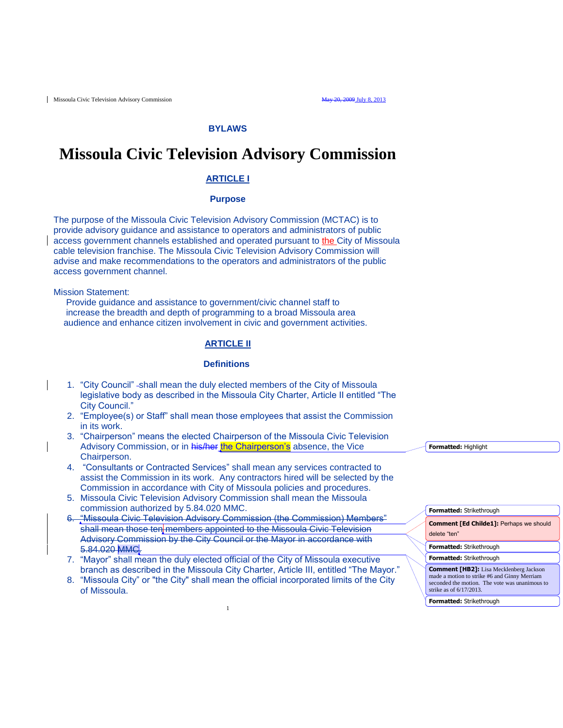**BYLAWS**

# Missoula Civic Television Advisory Commission

## ARTICLE I

### Purpose

The purpose of the Missoula Civic Television Advisory Commission (MCTAC) is to provide advisory guidance and assistance to operators and administrators of public access government channels established and operated pursuant to the City of Missoula cable television franchise. The Missoula Civic Television Advisory Commission will advise and make recommendations to the operators and administrators of the public access government channel.

Mission Statement:
Provide guidance and assistance to government/civic channel staff to increase the breadth and depth of programming to a broad Missoula area audience and enhance citizen involvement in civic and government activities.

## ARTICLE II

### Definitions

1. "City Council" shall mean the duly elected members of the City of Missoula legislative body as described in the Missoula City Charter, Article II entitled "The City Council."
2. "Employee(s) or Staff" shall mean those employees that assist the Commission in its work.
3. "Chairperson" means the elected Chairperson of the Missoula Civic Television Advisory Commission, or in ~~his/her~~ the Chairperson's absence, the Vice Chairperson.
4. "Consultants or Contracted Services" shall mean any services contracted to assist the Commission in its work. Any contractors hired will be selected by the Commission in accordance with City of Missoula policies and procedures.
5. Missoula Civic Television Advisory Commission shall mean the Missoula commission authorized by 5.84.020 MMC.
6. ~~"Missoula Civic Television Advisory Commission (the Commission) Members" shall mean those ten members appointed to the Missoula Civic Television Advisory Commission by the City Council or the Mayor in accordance with 5.84.020 MMC.~~
7. "Mayor" shall mean the duly elected official of the City of Missoula executive branch as described in the Missoula City Charter, Article III, entitled "The Mayor."
8. "Missoula City" or "the City" shall mean the official incorporated limits of the City of Missoula.

Formatted: Highlight

Formatted: Strikethrough

Comment [Ed Childe1]: Perhaps we should delete "ten"

Formatted: Strikethrough

Formatted: Strikethrough

Comment [HB2]: Lisa Mecklenberg Jackson made a motion to strike #6 and Ginny Merriam seconded the motion. The vote was unanimous to strike as of 6/17/2013.

Formatted: Strikethrough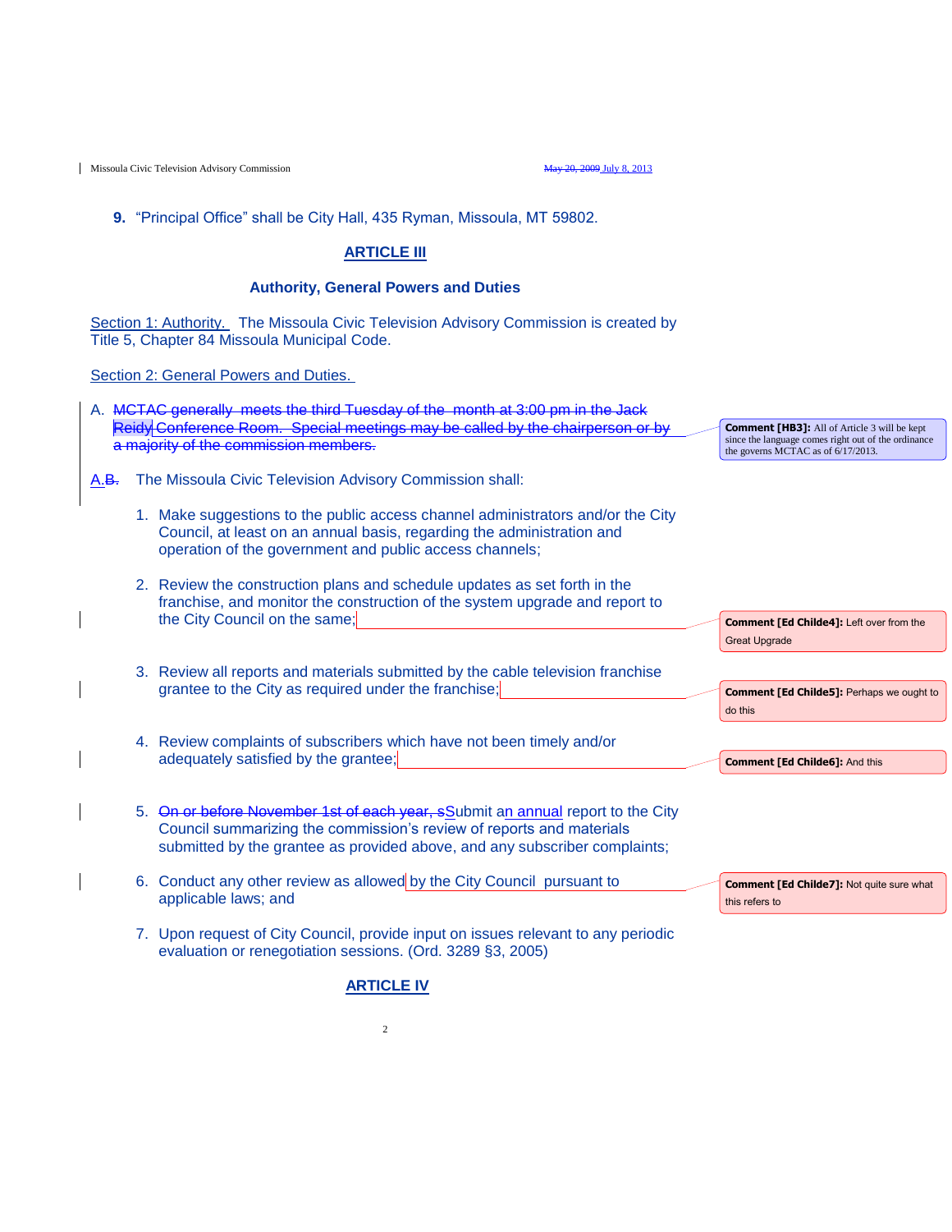**9.** "Principal Office" shall be City Hall, 435 Ryman, Missoula, MT 59802.

## ARTICLE III

### Authority, General Powers and Duties

Section 1: Authority. The Missoula Civic Television Advisory Commission is created by Title 5, Chapter 84 Missoula Municipal Code.

Section 2: General Powers and Duties.

A. ~~MCTAC generally meets the third Tuesday of the month at 3:00 pm in the Jack Reidy Conference Room. Special meetings may be called by the chairperson or by a majority of the commission members.~~

> **Comment [HB3]:** All of Article 3 will be kept since the language comes right out of the ordinance the governs MCTAC as of 6/17/2013.

A.~~B.~~ The Missoula Civic Television Advisory Commission shall:

1. Make suggestions to the public access channel administrators and/or the City Council, at least on an annual basis, regarding the administration and operation of the government and public access channels;
2. Review the construction plans and schedule updates as set forth in the franchise, and monitor the construction of the system upgrade and report to the City Council on the same;

   > **Comment [Ed Childe4]:** Left over from the Great Upgrade

3. Review all reports and materials submitted by the cable television franchise grantee to the City as required under the franchise;

   > **Comment [Ed Childe5]:** Perhaps we ought to do this

4. Review complaints of subscribers which have not been timely and/or adequately satisfied by the grantee;

   > **Comment [Ed Childe6]:** And this

5. ~~On or before November 1st of each year, s~~Submit an annual report to the City Council summarizing the commission's review of reports and materials submitted by the grantee as provided above, and any subscriber complaints;
6. Conduct any other review as allowed by the City Council pursuant to applicable laws; and

   > **Comment [Ed Childe7]:** Not quite sure what this refers to

7. Upon request of City Council, provide input on issues relevant to any periodic evaluation or renegotiation sessions. (Ord. 3289 §3, 2005)

## ARTICLE IV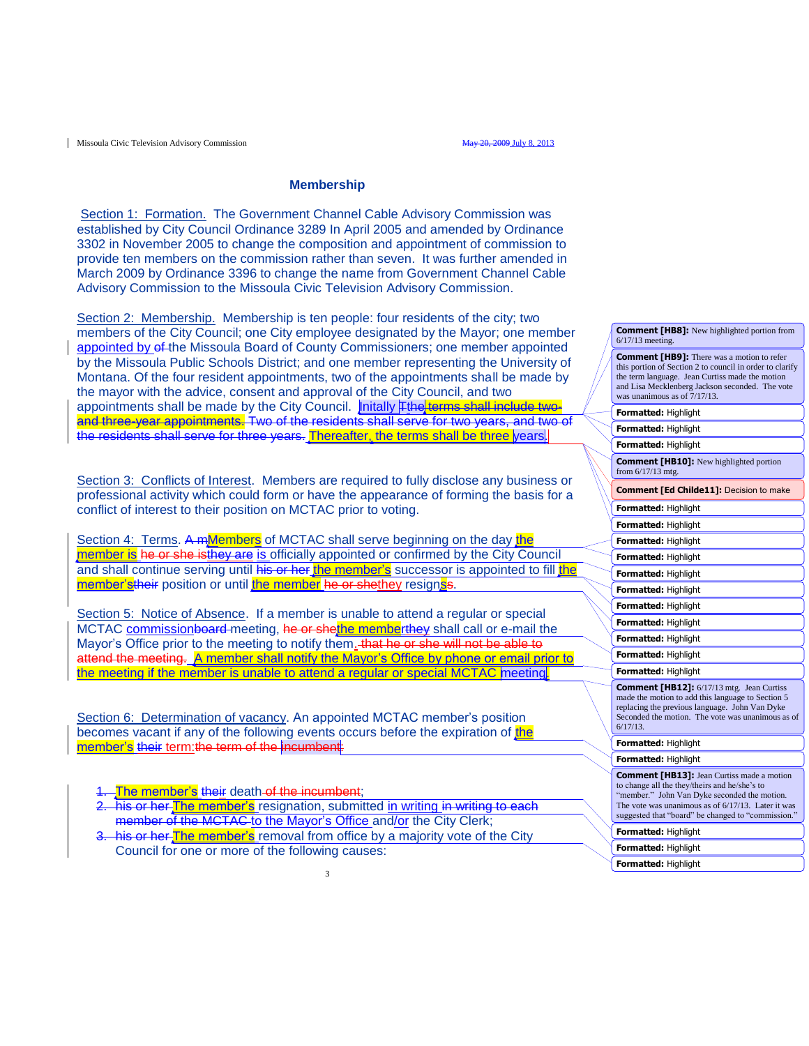## Membership

Section 1: Formation. The Government Channel Cable Advisory Commission was established by City Council Ordinance 3289 In April 2005 and amended by Ordinance 3302 in November 2005 to change the composition and appointment of commission to provide ten members on the commission rather than seven. It was further amended in March 2009 by Ordinance 3396 to change the name from Government Channel Cable Advisory Commission to the Missoula Civic Television Advisory Commission.

Section 2: Membership. Membership is ten people: four residents of the city; two members of the City Council; one City employee designated by the Mayor; one member appointed by ~~of~~ the Missoula Board of County Commissioners; one member appointed by the Missoula Public Schools District; and one member representing the University of Montana. Of the four resident appointments, two of the appointments shall be made by the mayor with the advice, consent and approval of the City Council, and two appointments shall be made by the City Council. Initally ~~Tthe terms shall include two-and three-year appointments.~~ ~~Two of the residents shall serve for two years, and two of the residents shall serve for three years.~~ Thereafter, the terms shall be three years.

Section 3: Conflicts of Interest. Members are required to fully disclose any business or professional activity which could form or have the appearance of forming the basis for a conflict of interest to their position on MCTAC prior to voting.

Section 4: Terms. ~~A m~~Members of MCTAC shall serve beginning on the day the member is ~~he or she is~~~~they are~~ is officially appointed or confirmed by the City Council and shall continue serving until ~~his or her~~ the member's successor is appointed to fill the member's~~their~~ position or until the member ~~he or she~~~~they~~ resigns~~s~~.

Section 5: Notice of Absence. If a member is unable to attend a regular or special MCTAC commission~~board~~ meeting, ~~he or she~~the member~~they~~ shall call or e-mail the Mayor's Office prior to the meeting to notify them.~~ that he or she will not be able to attend the meeting.~~ A member shall notify the Mayor's Office by phone or email prior to the meeting if the member is unable to attend a regular or special MCTAC meeting.

Section 6: Determination of vacancy. An appointed MCTAC member's position becomes vacant if any of the following events occurs before the expiration of the member's ~~their~~ term:~~the term of the incumbent:~~

1. The member's ~~their~~ death~~ of the incumbent~~;
2. ~~his or her~~ The member's resignation, submitted in writing ~~in writing to each member of the MCTAC~~ to the Mayor's Office and/or the City Clerk;
3. ~~his or her~~ The member's removal from office by a majority vote of the City Council for one or more of the following causes:

---

**Comment [HB8]:** New highlighted portion from 6/17/13 meeting.

**Comment [HB9]:** There was a motion to refer this portion of Section 2 to council in order to clarify the term language. Jean Curtiss made the motion and Lisa Mecklenberg Jackson seconded. The vote was unanimous as of 7/17/13.

**Comment [HB10]:** New highlighted portion from 6/17/13 mtg.

**Comment [Ed Childe11]:** Decision to make

**Comment [HB12]:** 6/17/13 mtg. Jean Curtiss made the motion to add this language to Section 5 replacing the previous language. John Van Dyke Seconded the motion. The vote was unanimous as of 6/17/13.

**Comment [HB13]:** Jean Curtiss made a motion to change all the they/theirs and he/she's to "member." John Van Dyke seconded the motion. The vote was unanimous as of 6/17/13. Later it was suggested that "board" be changed to "commission."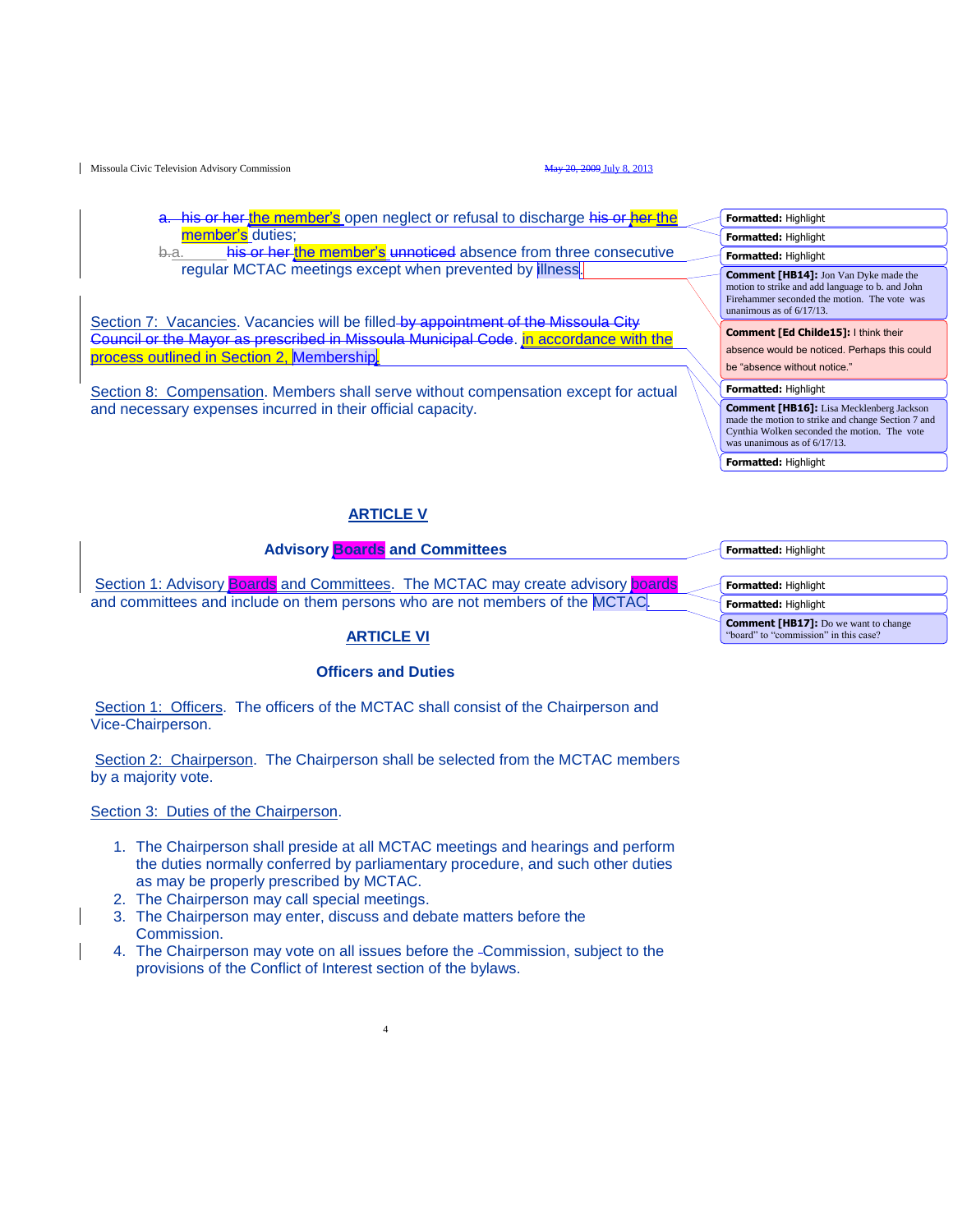a. ~~his or her~~ the member's open neglect or refusal to discharge ~~his or her~~ the member's duties;

~~b.~~a. ~~his or her~~ the member's ~~unnoticed~~ absence from three consecutive regular MCTAC meetings except when prevented by illness.

Section 7: Vacancies. Vacancies will be filled ~~by appointment of the Missoula City Council or the Mayor as prescribed in Missoula Municipal Code~~. in accordance with the process outlined in Section 2, Membership.

Section 8: Compensation. Members shall serve without compensation except for actual and necessary expenses incurred in their official capacity.

> **Formatted:** Highlight
>
> **Formatted:** Highlight
>
> **Formatted:** Highlight
>
> **Comment [HB14]:** Jon Van Dyke made the motion to strike and add language to b. and John Firehammer seconded the motion. The vote was unanimous as of 6/17/13.
>
> **Comment [Ed Childe15]:** I think their absence would be noticed. Perhaps this could be "absence without notice."
>
> **Formatted:** Highlight
>
> **Comment [HB16]:** Lisa Mecklenberg Jackson made the motion to strike and change Section 7 and Cynthia Wolken seconded the motion. The vote was unanimous as of 6/17/13.
>
> **Formatted:** Highlight

## ARTICLE V

### Advisory Boards and Committees

Section 1: Advisory Boards and Committees. The MCTAC may create advisory boards and committees and include on them persons who are not members of the MCTAC.

> **Formatted:** Highlight
>
> **Formatted:** Highlight
>
> **Formatted:** Highlight
>
> **Comment [HB17]:** Do we want to change "board" to "commission" in this case?

## ARTICLE VI

### Officers and Duties

Section 1: Officers. The officers of the MCTAC shall consist of the Chairperson and Vice-Chairperson.

Section 2: Chairperson. The Chairperson shall be selected from the MCTAC members by a majority vote.

Section 3: Duties of the Chairperson.

1. The Chairperson shall preside at all MCTAC meetings and hearings and perform the duties normally conferred by parliamentary procedure, and such other duties as may be properly prescribed by MCTAC.
2. The Chairperson may call special meetings.
3. The Chairperson may enter, discuss and debate matters before the Commission.
4. The Chairperson may vote on all issues before the Commission, subject to the provisions of the Conflict of Interest section of the bylaws.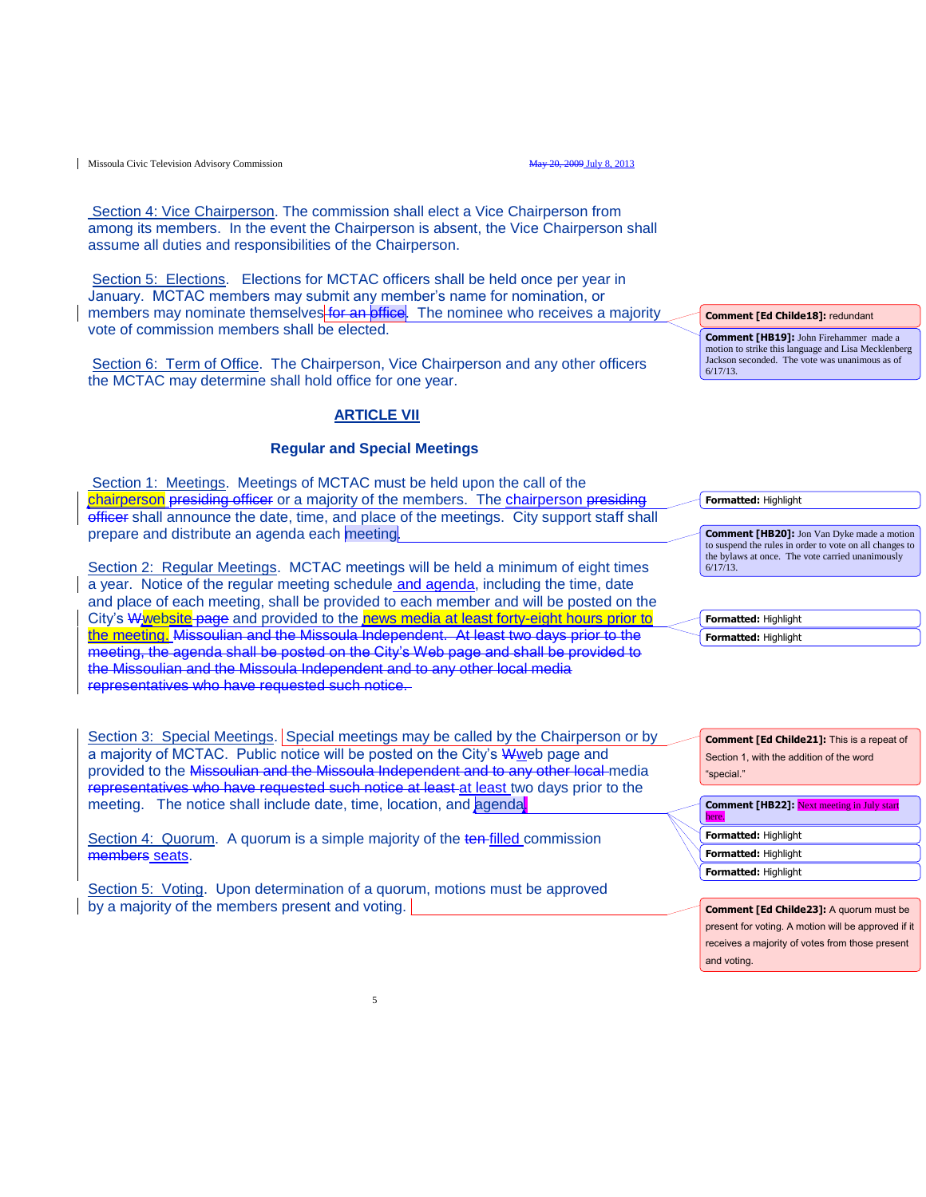Section 4: Vice Chairperson. The commission shall elect a Vice Chairperson from among its members. In the event the Chairperson is absent, the Vice Chairperson shall assume all duties and responsibilities of the Chairperson.

Section 5: Elections. Elections for MCTAC officers shall be held once per year in January. MCTAC members may submit any member's name for nomination, or members may nominate themselves ~~for an office~~. The nominee who receives a majority vote of commission members shall be elected.

Section 6: Term of Office. The Chairperson, Vice Chairperson and any other officers the MCTAC may determine shall hold office for one year.

## ARTICLE VII

### Regular and Special Meetings

Section 1: Meetings. Meetings of MCTAC must be held upon the call of the chairperson ~~presiding officer~~ or a majority of the members. The chairperson ~~presiding officer~~ shall announce the date, time, and place of the meetings. City support staff shall prepare and distribute an agenda each meeting.

Section 2: Regular Meetings. MCTAC meetings will be held a minimum of eight times a year. Notice of the regular meeting schedule and agenda, including the time, date and place of each meeting, shall be provided to each member and will be posted on the City's ~~W~~website ~~page~~ and provided to the news media at least forty-eight hours prior to the meeting. ~~Missoulian and the Missoula Independent. At least two days prior to the meeting, the agenda shall be posted on the City's Web page and shall be provided to the Missoulian and the Missoula Independent and to any other local media representatives who have requested such notice.~~

Section 3: Special Meetings. Special meetings may be called by the Chairperson or by a majority of MCTAC. Public notice will be posted on the City's ~~W~~web page and provided to the ~~Missoulian and the Missoula Independent and to any other local~~ media ~~representatives who have requested such notice at least~~ at least two days prior to the meeting. The notice shall include date, time, location, and agenda.

Section 4: Quorum. A quorum is a simple majority of the ~~ten~~ filled commission ~~members~~ seats.

Section 5: Voting. Upon determination of a quorum, motions must be approved by a majority of the members present and voting.

---

Comment [Ed Childe18]: redundant

Comment [HB19]: John Firehammer made a motion to strike this language and Lisa Mecklenberg Jackson seconded. The vote was unanimous as of 6/17/13.

Formatted: Highlight

Comment [HB20]: Jon Van Dyke made a motion to suspend the rules in order to vote on all changes to the bylaws at once. The vote carried unanimously 6/17/13.

Formatted: Highlight

Formatted: Highlight

Comment [Ed Childe21]: This is a repeat of Section 1, with the addition of the word "special."

Comment [HB22]: Next meeting in July start here.

Formatted: Highlight

Formatted: Highlight

Formatted: Highlight

Comment [Ed Childe23]: A quorum must be present for voting. A motion will be approved if it receives a majority of votes from those present and voting.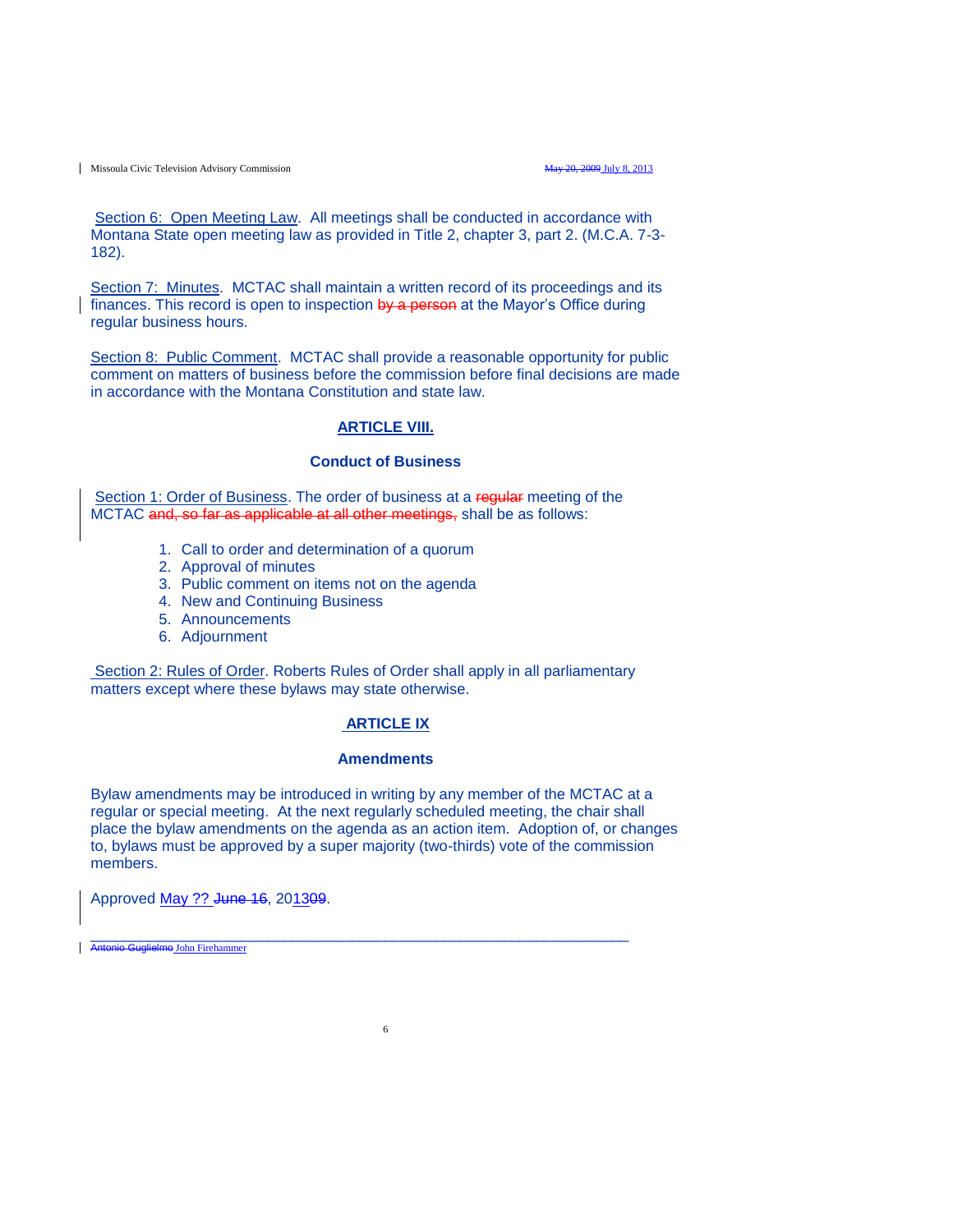Section 6: Open Meeting Law. All meetings shall be conducted in accordance with Montana State open meeting law as provided in Title 2, chapter 3, part 2. (M.C.A. 7-3-182).

Section 7: Minutes. MCTAC shall maintain a written record of its proceedings and its finances. This record is open to inspection ~~by a person~~ at the Mayor's Office during regular business hours.

Section 8: Public Comment. MCTAC shall provide a reasonable opportunity for public comment on matters of business before the commission before final decisions are made in accordance with the Montana Constitution and state law.

## ARTICLE VIII.

### Conduct of Business

Section 1: Order of Business. The order of business at a ~~regular~~ meeting of the MCTAC ~~and, so far as applicable at all other meetings,~~ shall be as follows:

1. Call to order and determination of a quorum
2. Approval of minutes
3. Public comment on items not on the agenda
4. New and Continuing Business
5. Announcements
6. Adjournment

Section 2: Rules of Order. Roberts Rules of Order shall apply in all parliamentary matters except where these bylaws may state otherwise.

## ARTICLE IX

### Amendments

Bylaw amendments may be introduced in writing by any member of the MCTAC at a regular or special meeting. At the next regularly scheduled meeting, the chair shall place the bylaw amendments on the agenda as an action item. Adoption of, or changes to, bylaws must be approved by a super majority (two-thirds) vote of the commission members.

Approved May ?? ~~June 16~~, 20~~09~~13.

\_\_\_\_\_\_\_\_\_\_\_\_\_\_\_\_\_\_\_\_\_\_\_\_\_\_\_\_\_\_\_\_\_\_\_\_\_\_\_\_\_\_\_\_\_\_\_\_\_\_\_\_\_\_\_\_\_\_\_\_\_\_\_\_

~~Antonio Guglielmo~~ John Firehammer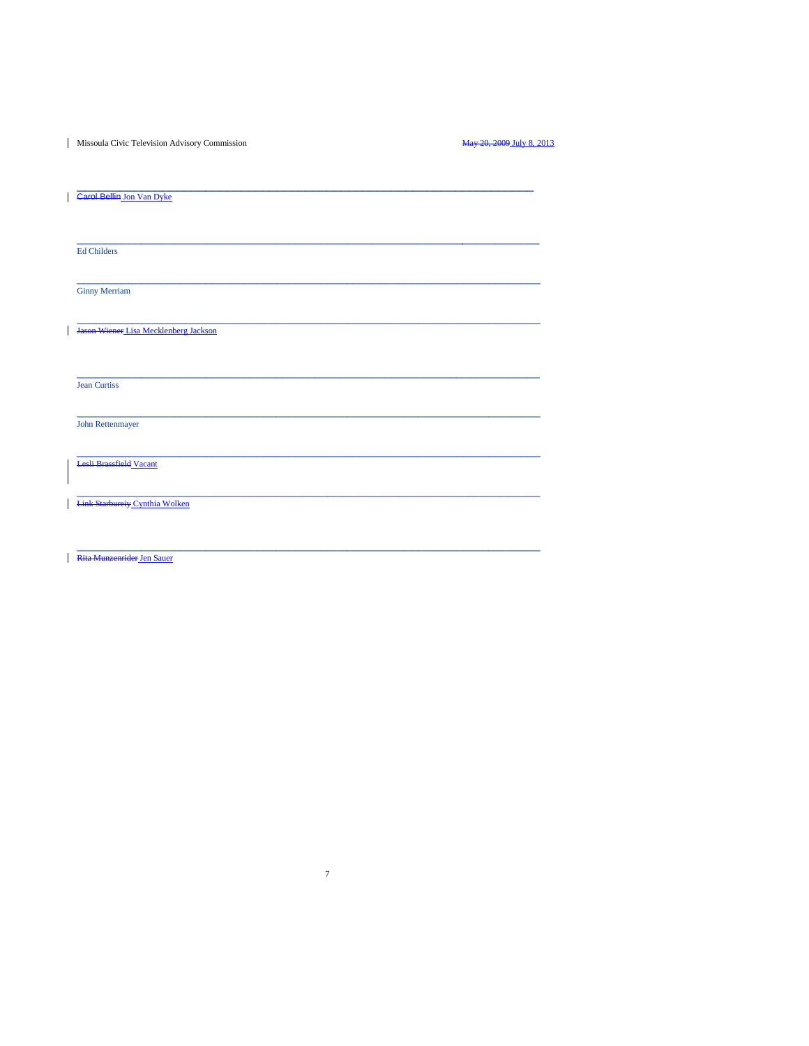\_\_\_\_\_\_\_\_\_\_\_\_\_\_\_\_\_\_\_\_\_\_\_\_\_\_\_\_\_\_\_\_\_\_\_\_\_\_\_\_\_\_\_\_\_\_\_\_\_\_\_\_\_\_\_\_\_\_\_\_\_\_\_\_

~~Carol Bellin~~ Jon Van Dyke

\_\_\_\_\_\_\_\_\_\_\_\_\_\_\_\_\_\_\_\_\_\_\_\_\_\_\_\_\_\_\_\_\_\_\_\_\_\_\_\_\_\_\_\_\_\_\_\_\_\_\_\_\_\_\_\_\_\_\_\_\_\_\_\_

Ed Childers

\_\_\_\_\_\_\_\_\_\_\_\_\_\_\_\_\_\_\_\_\_\_\_\_\_\_\_\_\_\_\_\_\_\_\_\_\_\_\_\_\_\_\_\_\_\_\_\_\_\_\_\_\_\_\_\_\_\_\_\_\_\_\_\_

Ginny Merriam

\_\_\_\_\_\_\_\_\_\_\_\_\_\_\_\_\_\_\_\_\_\_\_\_\_\_\_\_\_\_\_\_\_\_\_\_\_\_\_\_\_\_\_\_\_\_\_\_\_\_\_\_\_\_\_\_\_\_\_\_\_\_\_\_

~~Jason Wiener~~ Lisa Mecklenberg Jackson

\_\_\_\_\_\_\_\_\_\_\_\_\_\_\_\_\_\_\_\_\_\_\_\_\_\_\_\_\_\_\_\_\_\_\_\_\_\_\_\_\_\_\_\_\_\_\_\_\_\_\_\_\_\_\_\_\_\_\_\_\_\_\_\_

Jean Curtiss

\_\_\_\_\_\_\_\_\_\_\_\_\_\_\_\_\_\_\_\_\_\_\_\_\_\_\_\_\_\_\_\_\_\_\_\_\_\_\_\_\_\_\_\_\_\_\_\_\_\_\_\_\_\_\_\_\_\_\_\_\_\_\_\_

John Rettenmayer

\_\_\_\_\_\_\_\_\_\_\_\_\_\_\_\_\_\_\_\_\_\_\_\_\_\_\_\_\_\_\_\_\_\_\_\_\_\_\_\_\_\_\_\_\_\_\_\_\_\_\_\_\_\_\_\_\_\_\_\_\_\_\_\_

~~Lesli Brassfield~~ Vacant

\_\_\_\_\_\_\_\_\_\_\_\_\_\_\_\_\_\_\_\_\_\_\_\_\_\_\_\_\_\_\_\_\_\_\_\_\_\_\_\_\_\_\_\_\_\_\_\_\_\_\_\_\_\_\_\_\_\_\_\_\_\_\_\_

~~Link Starbureiy~~ Cynthia Wolken

\_\_\_\_\_\_\_\_\_\_\_\_\_\_\_\_\_\_\_\_\_\_\_\_\_\_\_\_\_\_\_\_\_\_\_\_\_\_\_\_\_\_\_\_\_\_\_\_\_\_\_\_\_\_\_\_\_\_\_\_\_\_\_\_

~~Rita Munzenrider~~ Jen Sauer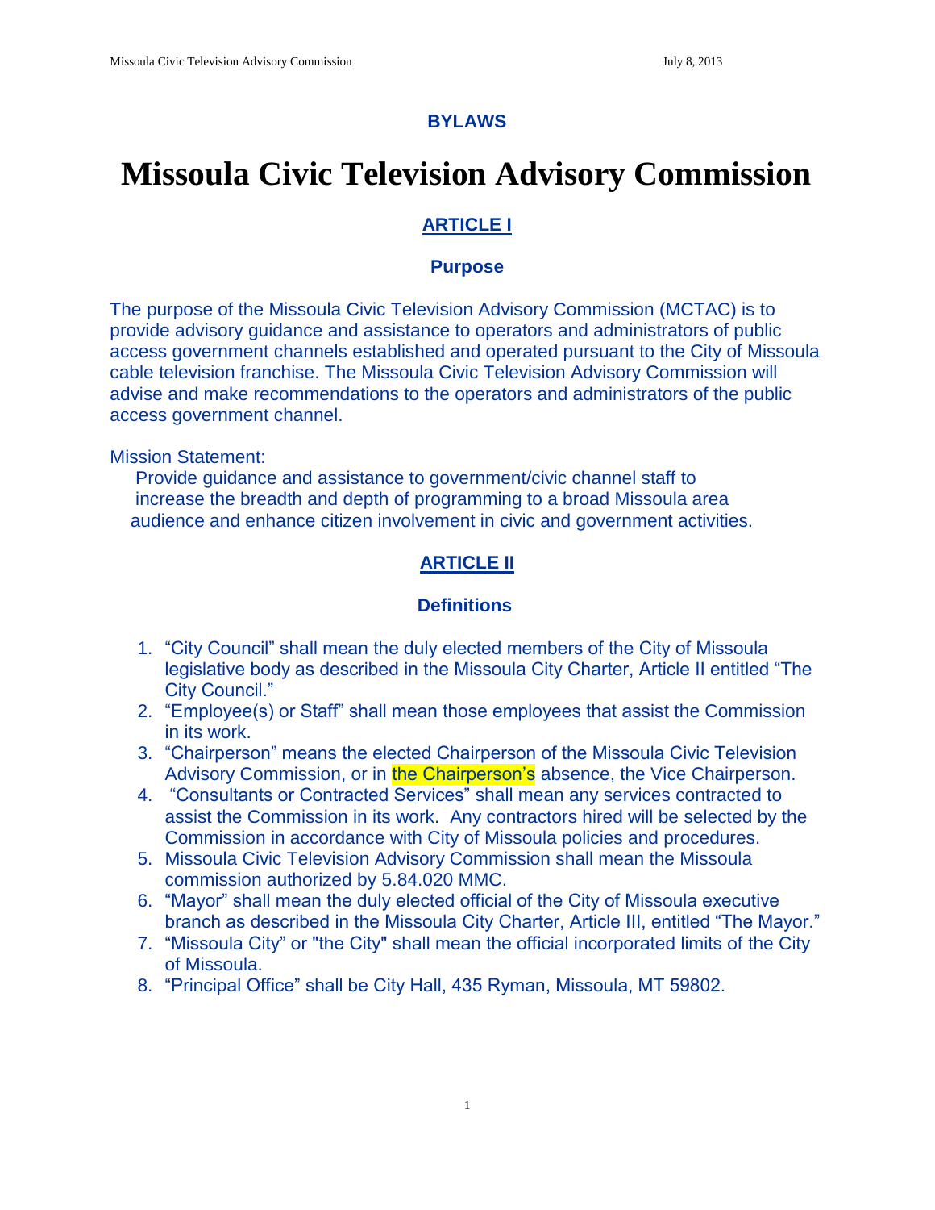**BYLAWS**

# Missoula Civic Television Advisory Commission

## ARTICLE I

### Purpose

The purpose of the Missoula Civic Television Advisory Commission (MCTAC) is to provide advisory guidance and assistance to operators and administrators of public access government channels established and operated pursuant to the City of Missoula cable television franchise. The Missoula Civic Television Advisory Commission will advise and make recommendations to the operators and administrators of the public access government channel.

Mission Statement:

Provide guidance and assistance to government/civic channel staff to increase the breadth and depth of programming to a broad Missoula area audience and enhance citizen involvement in civic and government activities.

## ARTICLE II

### Definitions

1. "City Council" shall mean the duly elected members of the City of Missoula legislative body as described in the Missoula City Charter, Article II entitled "The City Council."
2. "Employee(s) or Staff" shall mean those employees that assist the Commission in its work.
3. "Chairperson" means the elected Chairperson of the Missoula Civic Television Advisory Commission, or in the Chairperson's absence, the Vice Chairperson.
4. "Consultants or Contracted Services" shall mean any services contracted to assist the Commission in its work. Any contractors hired will be selected by the Commission in accordance with City of Missoula policies and procedures.
5. Missoula Civic Television Advisory Commission shall mean the Missoula commission authorized by 5.84.020 MMC.
6. "Mayor" shall mean the duly elected official of the City of Missoula executive branch as described in the Missoula City Charter, Article III, entitled "The Mayor."
7. "Missoula City" or "the City" shall mean the official incorporated limits of the City of Missoula.
8. "Principal Office" shall be City Hall, 435 Ryman, Missoula, MT 59802.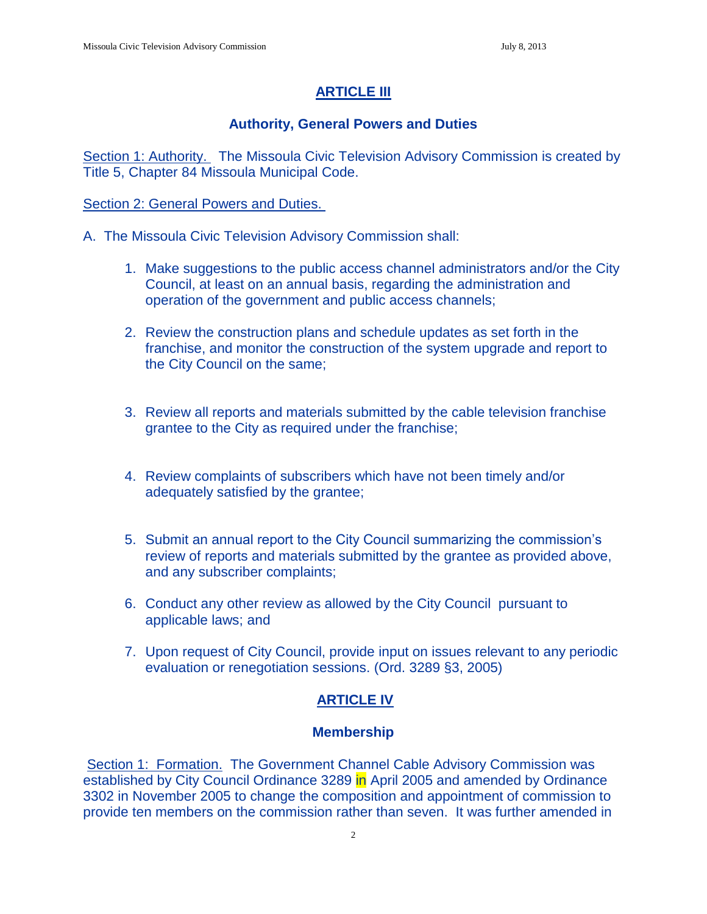## ARTICLE III

### Authority, General Powers and Duties

Section 1: Authority. The Missoula Civic Television Advisory Commission is created by Title 5, Chapter 84 Missoula Municipal Code.

Section 2: General Powers and Duties.

A. The Missoula Civic Television Advisory Commission shall:

1. Make suggestions to the public access channel administrators and/or the City Council, at least on an annual basis, regarding the administration and operation of the government and public access channels;

2. Review the construction plans and schedule updates as set forth in the franchise, and monitor the construction of the system upgrade and report to the City Council on the same;

3. Review all reports and materials submitted by the cable television franchise grantee to the City as required under the franchise;

4. Review complaints of subscribers which have not been timely and/or adequately satisfied by the grantee;

5. Submit an annual report to the City Council summarizing the commission's review of reports and materials submitted by the grantee as provided above, and any subscriber complaints;

6. Conduct any other review as allowed by the City Council pursuant to applicable laws; and

7. Upon request of City Council, provide input on issues relevant to any periodic evaluation or renegotiation sessions. (Ord. 3289 §3, 2005)

## ARTICLE IV

### Membership

Section 1: Formation. The Government Channel Cable Advisory Commission was established by City Council Ordinance 3289 in April 2005 and amended by Ordinance 3302 in November 2005 to change the composition and appointment of commission to provide ten members on the commission rather than seven. It was further amended in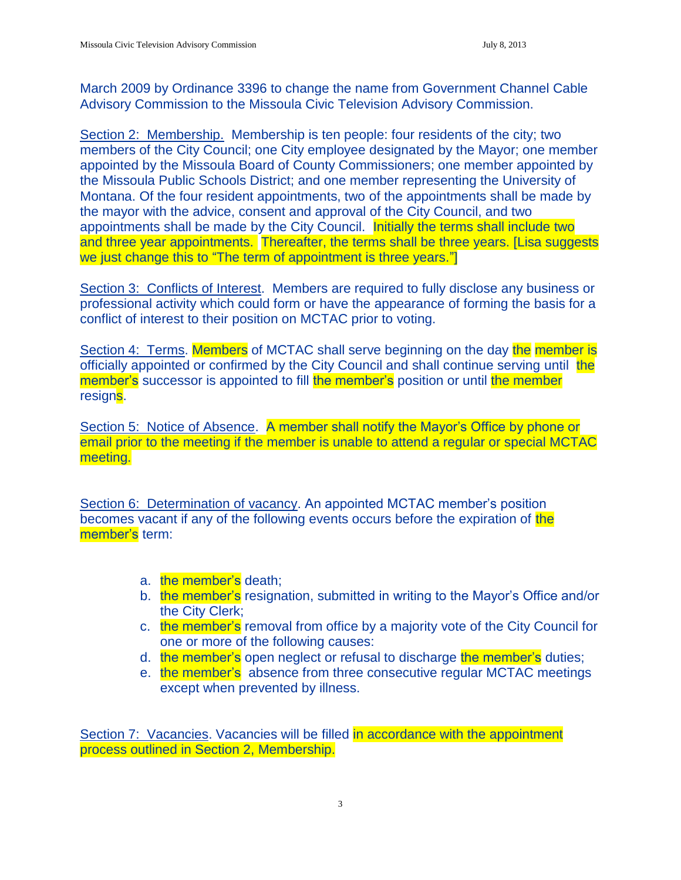March 2009 by Ordinance 3396 to change the name from Government Channel Cable Advisory Commission to the Missoula Civic Television Advisory Commission.

Section 2: Membership. Membership is ten people: four residents of the city; two members of the City Council; one City employee designated by the Mayor; one member appointed by the Missoula Board of County Commissioners; one member appointed by the Missoula Public Schools District; and one member representing the University of Montana. Of the four resident appointments, two of the appointments shall be made by the mayor with the advice, consent and approval of the City Council, and two appointments shall be made by the City Council. Initially the terms shall include two and three year appointments. Thereafter, the terms shall be three years. [Lisa suggests we just change this to "The term of appointment is three years."]

Section 3: Conflicts of Interest. Members are required to fully disclose any business or professional activity which could form or have the appearance of forming the basis for a conflict of interest to their position on MCTAC prior to voting.

Section 4: Terms. Members of MCTAC shall serve beginning on the day the member is officially appointed or confirmed by the City Council and shall continue serving until the member's successor is appointed to fill the member's position or until the member resigns.

Section 5: Notice of Absence. A member shall notify the Mayor's Office by phone or email prior to the meeting if the member is unable to attend a regular or special MCTAC meeting.

Section 6: Determination of vacancy. An appointed MCTAC member's position becomes vacant if any of the following events occurs before the expiration of the member's term:

a. the member's death;
b. the member's resignation, submitted in writing to the Mayor's Office and/or the City Clerk;
c. the member's removal from office by a majority vote of the City Council for one or more of the following causes:
d. the member's open neglect or refusal to discharge the member's duties;
e. the member's absence from three consecutive regular MCTAC meetings except when prevented by illness.

Section 7: Vacancies. Vacancies will be filled in accordance with the appointment process outlined in Section 2, Membership.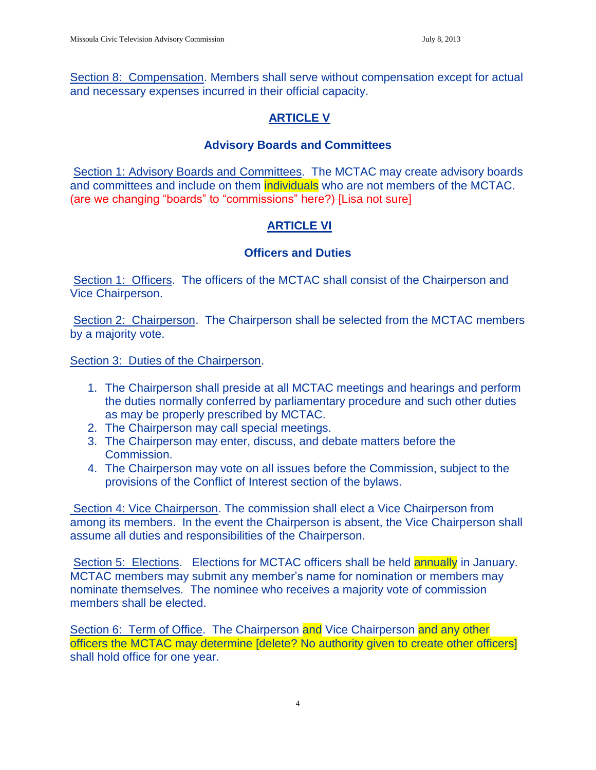Section 8: Compensation. Members shall serve without compensation except for actual and necessary expenses incurred in their official capacity.

## ARTICLE V

### Advisory Boards and Committees

Section 1: Advisory Boards and Committees. The MCTAC may create advisory boards and committees and include on them individuals who are not members of the MCTAC. (are we changing "boards" to "commissions" here?) [Lisa not sure]

## ARTICLE VI

### Officers and Duties

Section 1: Officers. The officers of the MCTAC shall consist of the Chairperson and Vice Chairperson.

Section 2: Chairperson. The Chairperson shall be selected from the MCTAC members by a majority vote.

Section 3: Duties of the Chairperson.

1. The Chairperson shall preside at all MCTAC meetings and hearings and perform the duties normally conferred by parliamentary procedure and such other duties as may be properly prescribed by MCTAC.
2. The Chairperson may call special meetings.
3. The Chairperson may enter, discuss, and debate matters before the Commission.
4. The Chairperson may vote on all issues before the Commission, subject to the provisions of the Conflict of Interest section of the bylaws.

Section 4: Vice Chairperson. The commission shall elect a Vice Chairperson from among its members. In the event the Chairperson is absent, the Vice Chairperson shall assume all duties and responsibilities of the Chairperson.

Section 5: Elections. Elections for MCTAC officers shall be held annually in January. MCTAC members may submit any member's name for nomination or members may nominate themselves. The nominee who receives a majority vote of commission members shall be elected.

Section 6: Term of Office. The Chairperson and Vice Chairperson and any other officers the MCTAC may determine [delete? No authority given to create other officers] shall hold office for one year.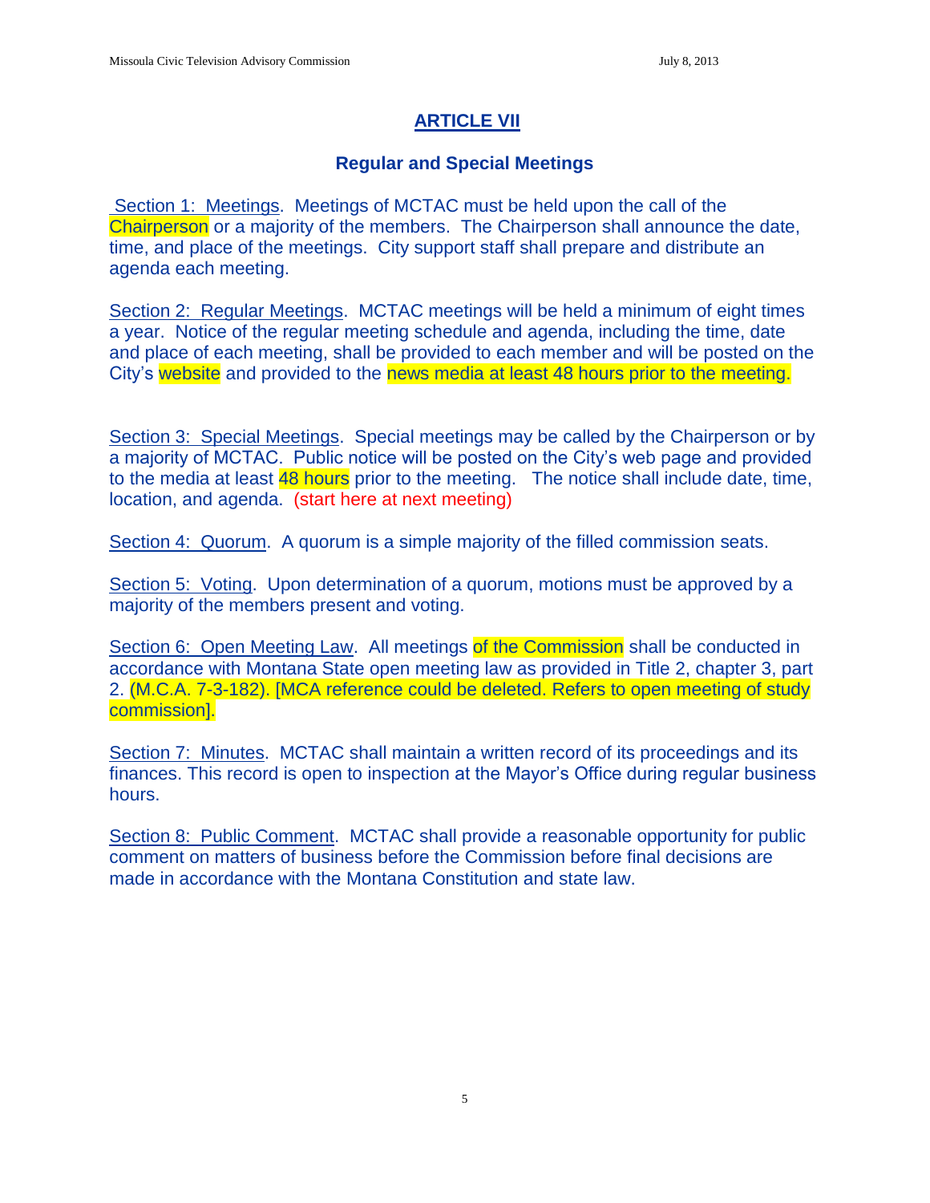## ARTICLE VII

### Regular and Special Meetings

Section 1: Meetings. Meetings of MCTAC must be held upon the call of the Chairperson or a majority of the members. The Chairperson shall announce the date, time, and place of the meetings. City support staff shall prepare and distribute an agenda each meeting.

Section 2: Regular Meetings. MCTAC meetings will be held a minimum of eight times a year. Notice of the regular meeting schedule and agenda, including the time, date and place of each meeting, shall be provided to each member and will be posted on the City's website and provided to the news media at least 48 hours prior to the meeting.

Section 3: Special Meetings. Special meetings may be called by the Chairperson or by a majority of MCTAC. Public notice will be posted on the City's web page and provided to the media at least 48 hours prior to the meeting. The notice shall include date, time, location, and agenda. (start here at next meeting)

Section 4: Quorum. A quorum is a simple majority of the filled commission seats.

Section 5: Voting. Upon determination of a quorum, motions must be approved by a majority of the members present and voting.

Section 6: Open Meeting Law. All meetings of the Commission shall be conducted in accordance with Montana State open meeting law as provided in Title 2, chapter 3, part 2. (M.C.A. 7-3-182). [MCA reference could be deleted. Refers to open meeting of study commission].

Section 7: Minutes. MCTAC shall maintain a written record of its proceedings and its finances. This record is open to inspection at the Mayor's Office during regular business hours.

Section 8: Public Comment. MCTAC shall provide a reasonable opportunity for public comment on matters of business before the Commission before final decisions are made in accordance with the Montana Constitution and state law.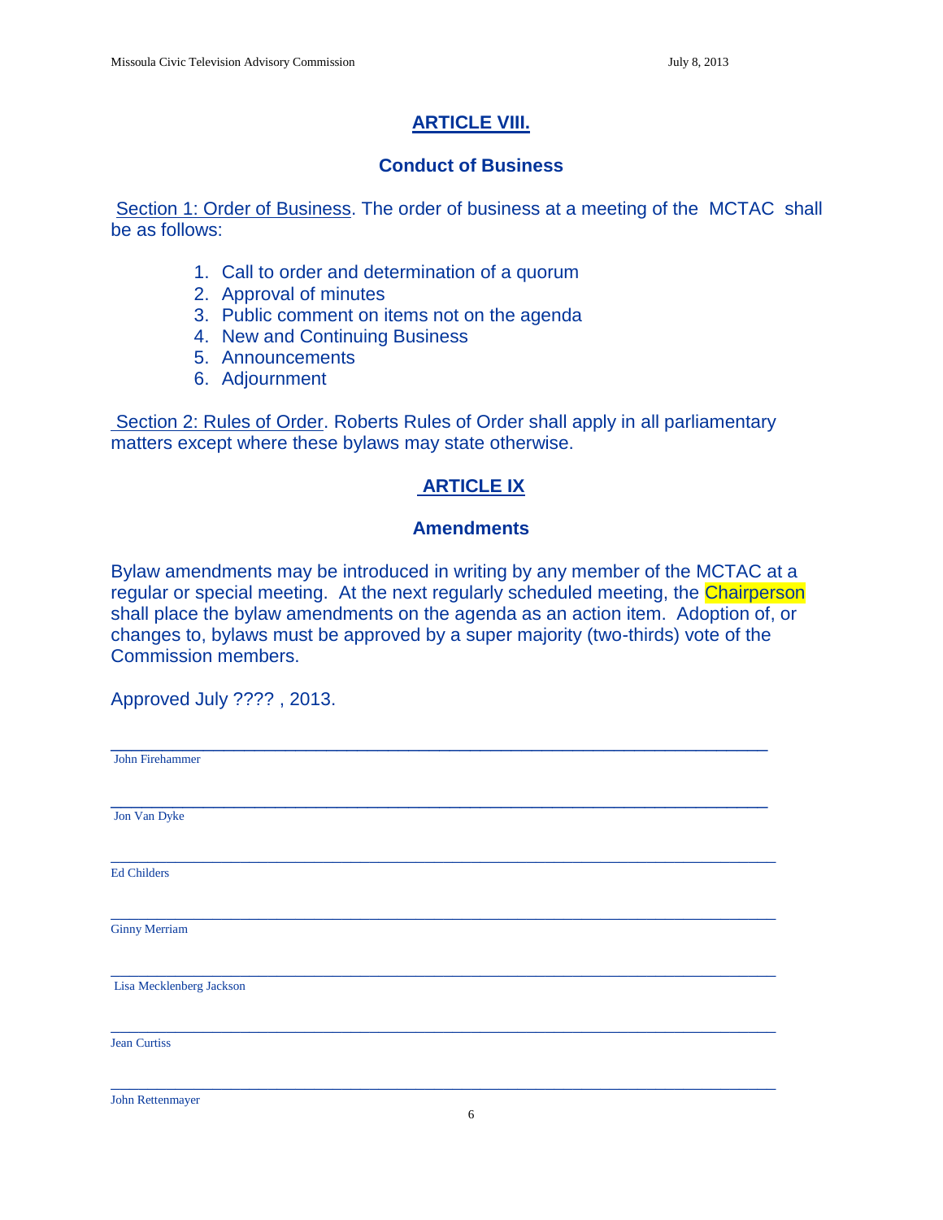## ARTICLE VIII.

### Conduct of Business

Section 1: Order of Business. The order of business at a meeting of the MCTAC shall be as follows:

1. Call to order and determination of a quorum
2. Approval of minutes
3. Public comment on items not on the agenda
4. New and Continuing Business
5. Announcements
6. Adjournment

Section 2: Rules of Order. Roberts Rules of Order shall apply in all parliamentary matters except where these bylaws may state otherwise.

## ARTICLE IX

### Amendments

Bylaw amendments may be introduced in writing by any member of the MCTAC at a regular or special meeting. At the next regularly scheduled meeting, the Chairperson shall place the bylaw amendments on the agenda as an action item. Adoption of, or changes to, bylaws must be approved by a super majority (two-thirds) vote of the Commission members.

Approved July ???? , 2013.

\_\_\_\_\_\_\_\_\_\_\_\_\_\_\_\_\_\_\_\_\_\_\_\_\_\_\_\_\_\_\_\_\_\_\_\_\_\_\_\_\_\_\_\_\_\_\_\_\_\_\_\_\_\_\_\_\_\_\_\_

John Firehammer

\_\_\_\_\_\_\_\_\_\_\_\_\_\_\_\_\_\_\_\_\_\_\_\_\_\_\_\_\_\_\_\_\_\_\_\_\_\_\_\_\_\_\_\_\_\_\_\_\_\_\_\_\_\_\_\_\_\_\_\_

Jon Van Dyke

\_\_\_\_\_\_\_\_\_\_\_\_\_\_\_\_\_\_\_\_\_\_\_\_\_\_\_\_\_\_\_\_\_\_\_\_\_\_\_\_\_\_\_\_\_\_\_\_\_\_\_\_\_\_\_\_\_\_\_\_

Ed Childers

\_\_\_\_\_\_\_\_\_\_\_\_\_\_\_\_\_\_\_\_\_\_\_\_\_\_\_\_\_\_\_\_\_\_\_\_\_\_\_\_\_\_\_\_\_\_\_\_\_\_\_\_\_\_\_\_\_\_\_\_

Ginny Merriam

\_\_\_\_\_\_\_\_\_\_\_\_\_\_\_\_\_\_\_\_\_\_\_\_\_\_\_\_\_\_\_\_\_\_\_\_\_\_\_\_\_\_\_\_\_\_\_\_\_\_\_\_\_\_\_\_\_\_\_\_

Lisa Mecklenberg Jackson

\_\_\_\_\_\_\_\_\_\_\_\_\_\_\_\_\_\_\_\_\_\_\_\_\_\_\_\_\_\_\_\_\_\_\_\_\_\_\_\_\_\_\_\_\_\_\_\_\_\_\_\_\_\_\_\_\_\_\_\_

Jean Curtiss

\_\_\_\_\_\_\_\_\_\_\_\_\_\_\_\_\_\_\_\_\_\_\_\_\_\_\_\_\_\_\_\_\_\_\_\_\_\_\_\_\_\_\_\_\_\_\_\_\_\_\_\_\_\_\_\_\_\_\_\_

John Rettenmayer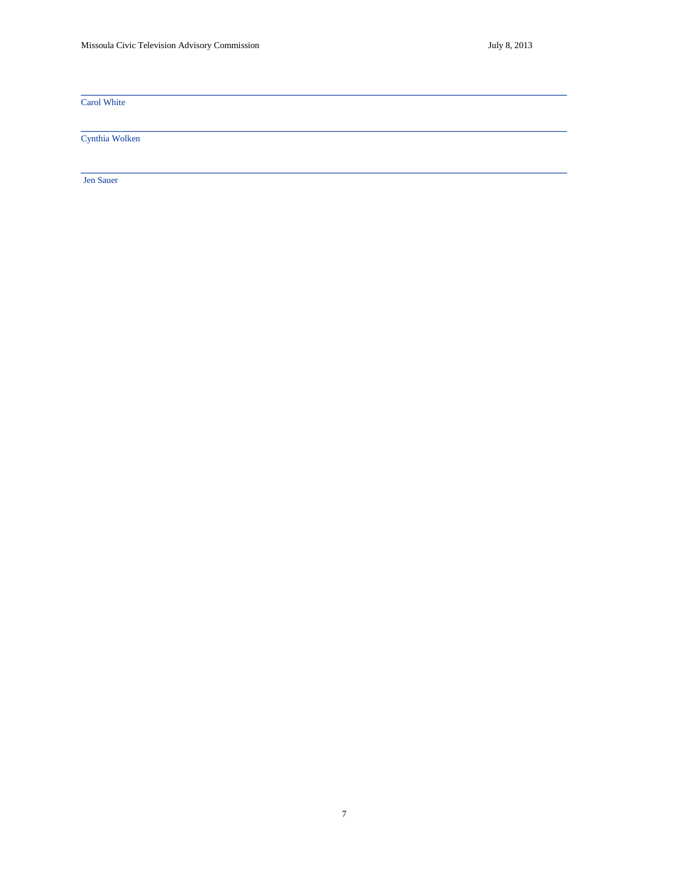___________________________________________________________________________

Carol White

___________________________________________________________________________

Cynthia Wolken

___________________________________________________________________________

Jen Sauer